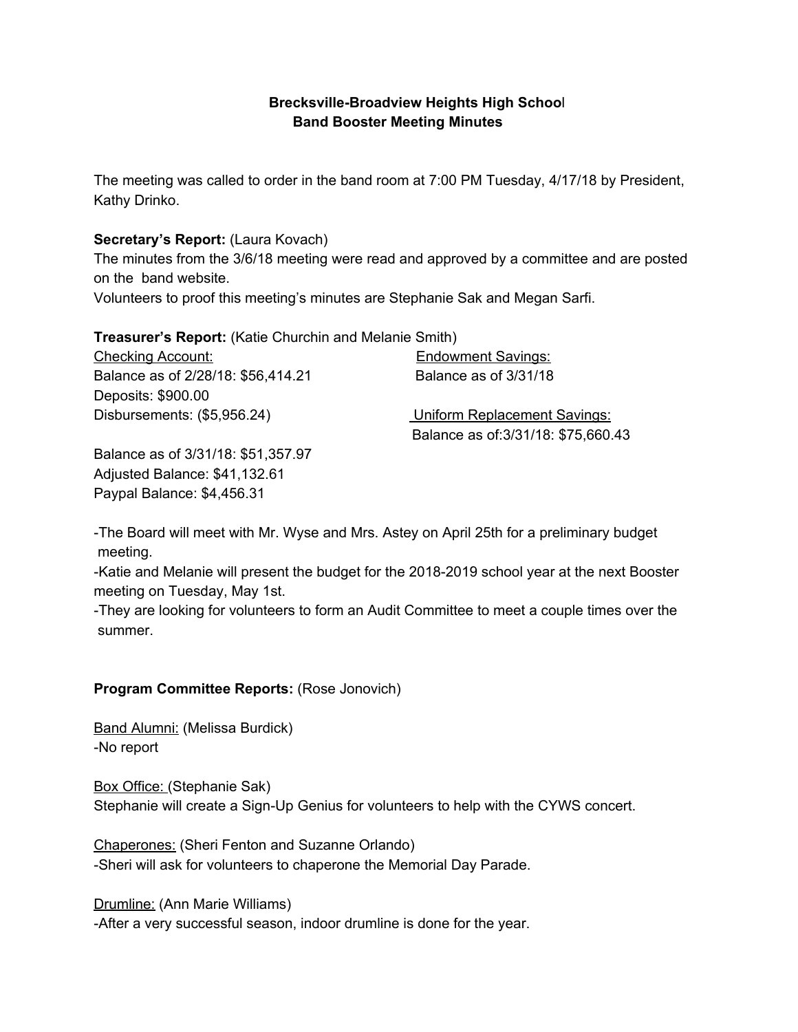# Brecksville-Broadview Heights High School
## Band Booster Meeting Minutes

The meeting was called to order in the band room at 7:00 PM Tuesday, 4/17/18 by President, Kathy Drinko.

**Secretary's Report:** (Laura Kovach)
The minutes from the 3/6/18 meeting were read and approved by a committee and are posted on the band website.
Volunteers to proof this meeting's minutes are Stephanie Sak and Megan Sarfi.

**Treasurer's Report:** (Katie Churchin and Melanie Smith)

Checking Account:
Balance as of 2/28/18: $56,414.21
Deposits: $900.00
Disbursements: ($5,956.24)

Balance as of 3/31/18: $51,357.97
Adjusted Balance: $41,132.61
Paypal Balance: $4,456.31

Endowment Savings:
Balance as of 3/31/18

Uniform Replacement Savings:
Balance as of:3/31/18: $75,660.43

-The Board will meet with Mr. Wyse and Mrs. Astey on April 25th for a preliminary budget meeting.
-Katie and Melanie will present the budget for the 2018-2019 school year at the next Booster meeting on Tuesday, May 1st.
-They are looking for volunteers to form an Audit Committee to meet a couple times over the summer.

**Program Committee Reports:** (Rose Jonovich)

Band Alumni: (Melissa Burdick)
-No report

Box Office: (Stephanie Sak)
Stephanie will create a Sign-Up Genius for volunteers to help with the CYWS concert.

Chaperones: (Sheri Fenton and Suzanne Orlando)
-Sheri will ask for volunteers to chaperone the Memorial Day Parade.

Drumline: (Ann Marie Williams)
-After a very successful season, indoor drumline is done for the year.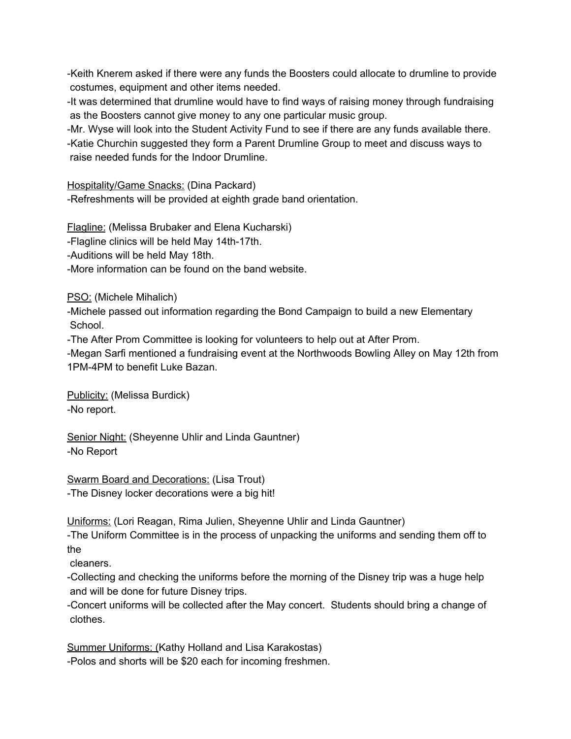-Keith Knerem asked if there were any funds the Boosters could allocate to drumline to provide costumes, equipment and other items needed.
-It was determined that drumline would have to find ways of raising money through fundraising as the Boosters cannot give money to any one particular music group.
-Mr. Wyse will look into the Student Activity Fund to see if there are any funds available there.
-Katie Churchin suggested they form a Parent Drumline Group to meet and discuss ways to raise needed funds for the Indoor Drumline.

<u>Hospitality/Game Snacks:</u> (Dina Packard)
-Refreshments will be provided at eighth grade band orientation.

<u>Flagline:</u> (Melissa Brubaker and Elena Kucharski)
-Flagline clinics will be held May 14th-17th.
-Auditions will be held May 18th.
-More information can be found on the band website.

<u>PSO:</u> (Michele Mihalich)
-Michele passed out information regarding the Bond Campaign to build a new Elementary School.
-The After Prom Committee is looking for volunteers to help out at After Prom.
-Megan Sarfi mentioned a fundraising event at the Northwoods Bowling Alley on May 12th from 1PM-4PM to benefit Luke Bazan.

<u>Publicity:</u> (Melissa Burdick)
-No report.

<u>Senior Night:</u> (Sheyenne Uhlir and Linda Gauntner)
-No Report

<u>Swarm Board and Decorations:</u> (Lisa Trout)
-The Disney locker decorations were a big hit!

<u>Uniforms:</u> (Lori Reagan, Rima Julien, Sheyenne Uhlir and Linda Gauntner)
-The Uniform Committee is in the process of unpacking the uniforms and sending them off to the cleaners.
-Collecting and checking the uniforms before the morning of the Disney trip was a huge help and will be done for future Disney trips.
-Concert uniforms will be collected after the May concert. Students should bring a change of clothes.

<u>Summer Uniforms: (</u>Kathy Holland and Lisa Karakostas)
-Polos and shorts will be $20 each for incoming freshmen.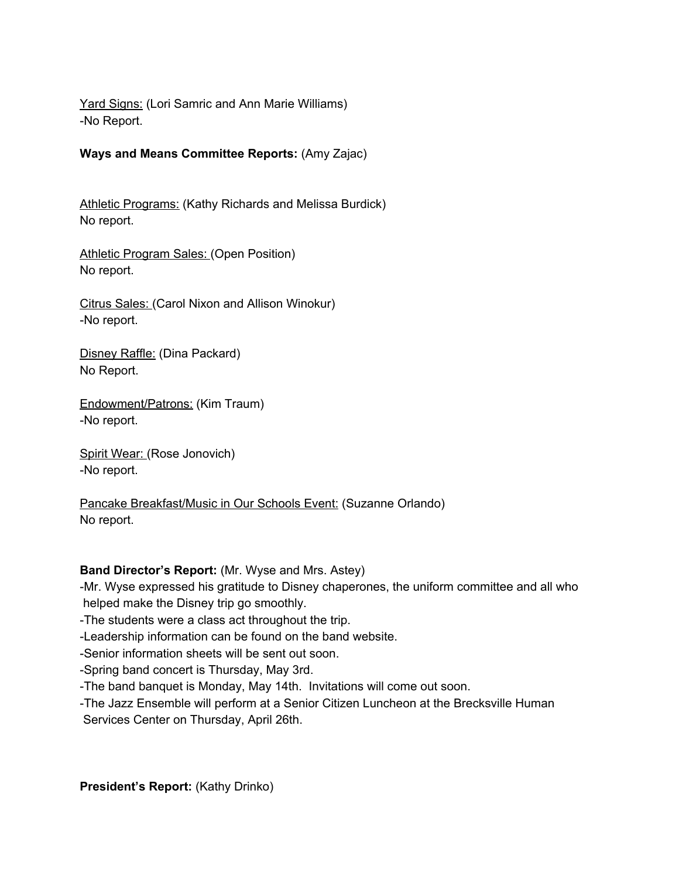Yard Signs: (Lori Samric and Ann Marie Williams)
-No Report.

**Ways and Means Committee Reports:** (Amy Zajac)

Athletic Programs: (Kathy Richards and Melissa Burdick)
No report.

Athletic Program Sales: (Open Position)
No report.

Citrus Sales: (Carol Nixon and Allison Winokur)
-No report.

Disney Raffle: (Dina Packard)
No Report.

Endowment/Patrons: (Kim Traum)
-No report.

Spirit Wear: (Rose Jonovich)
-No report.

Pancake Breakfast/Music in Our Schools Event: (Suzanne Orlando)
No report.

**Band Director's Report:** (Mr. Wyse and Mrs. Astey)
-Mr. Wyse expressed his gratitude to Disney chaperones, the uniform committee and all who helped make the Disney trip go smoothly.
-The students were a class act throughout the trip.
-Leadership information can be found on the band website.
-Senior information sheets will be sent out soon.
-Spring band concert is Thursday, May 3rd.
-The band banquet is Monday, May 14th. Invitations will come out soon.
-The Jazz Ensemble will perform at a Senior Citizen Luncheon at the Brecksville Human Services Center on Thursday, April 26th.

**President's Report:** (Kathy Drinko)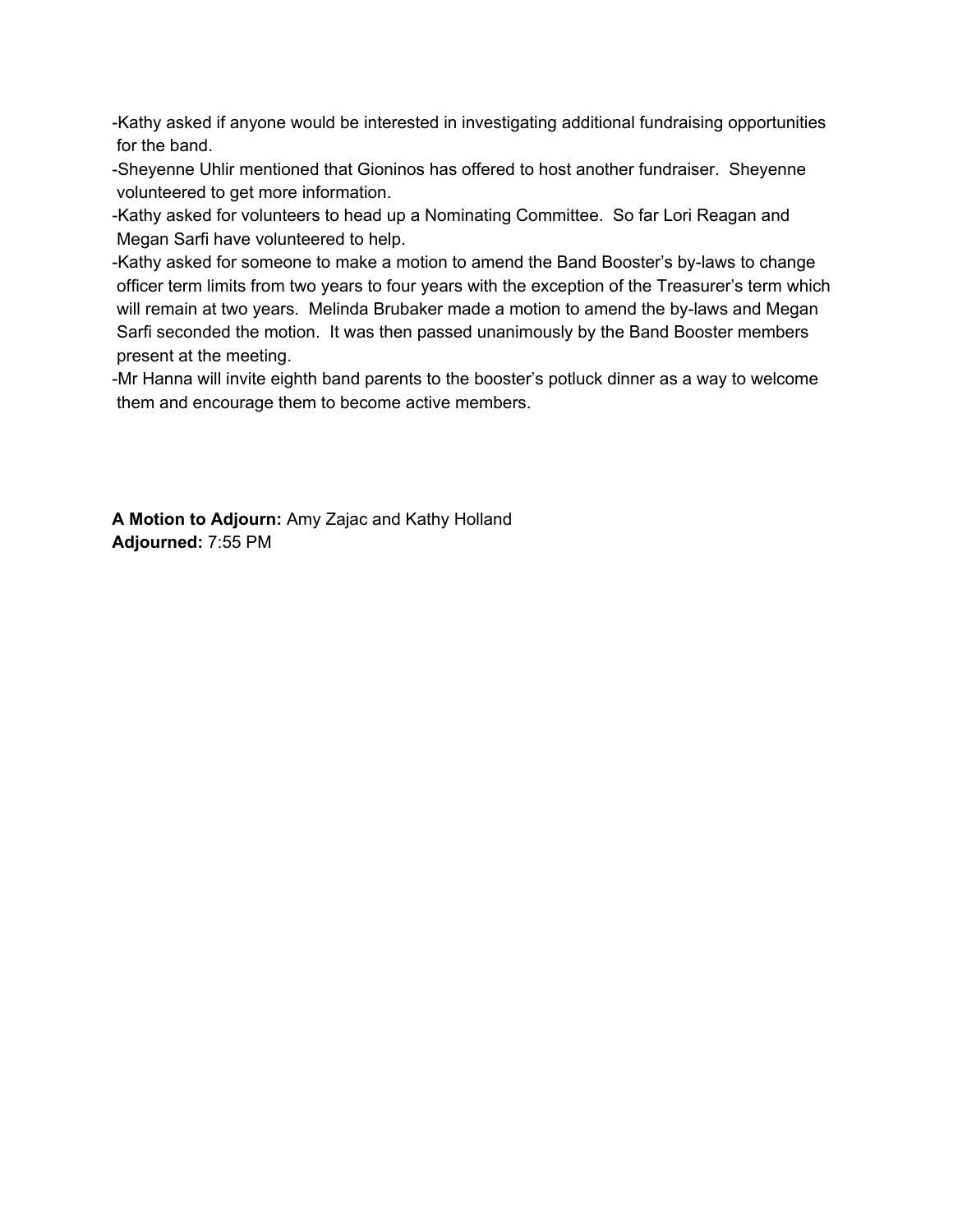-Kathy asked if anyone would be interested in investigating additional fundraising opportunities for the band.

-Sheyenne Uhlir mentioned that Gioninos has offered to host another fundraiser. Sheyenne volunteered to get more information.

-Kathy asked for volunteers to head up a Nominating Committee. So far Lori Reagan and Megan Sarfi have volunteered to help.

-Kathy asked for someone to make a motion to amend the Band Booster's by-laws to change officer term limits from two years to four years with the exception of the Treasurer's term which will remain at two years. Melinda Brubaker made a motion to amend the by-laws and Megan Sarfi seconded the motion. It was then passed unanimously by the Band Booster members present at the meeting.

-Mr Hanna will invite eighth band parents to the booster's potluck dinner as a way to welcome them and encourage them to become active members.

**A Motion to Adjourn:** Amy Zajac and Kathy Holland
**Adjourned:** 7:55 PM